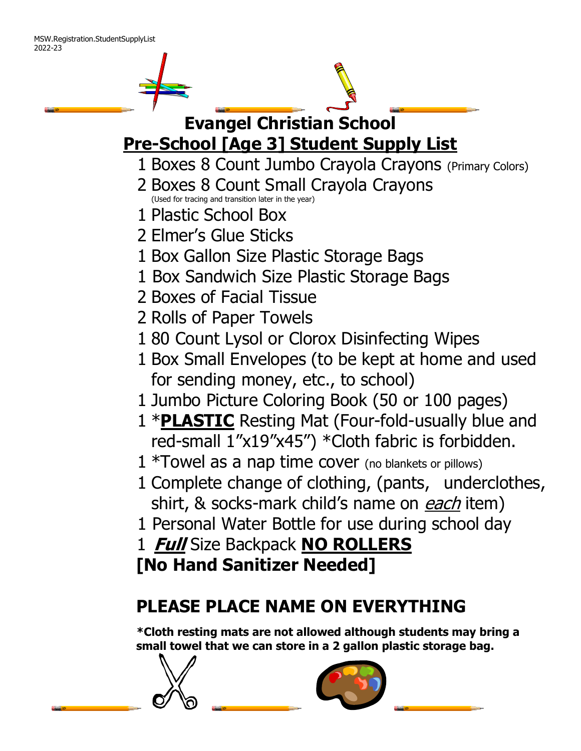MSW.Registration.StudentSupplyList
2022-23

# Evangel Christian School

## <u>Pre-School [Age 3] Student Supply List</u>

- 1 Boxes 8 Count Jumbo Crayola Crayons (Primary Colors)
- 2 Boxes 8 Count Small Crayola Crayons (Used for tracing and transition later in the year)
- 1 Plastic School Box
- 2 Elmer's Glue Sticks
- 1 Box Gallon Size Plastic Storage Bags
- 1 Box Sandwich Size Plastic Storage Bags
- 2 Boxes of Facial Tissue
- 2 Rolls of Paper Towels
- 1 80 Count Lysol or Clorox Disinfecting Wipes
- 1 Box Small Envelopes (to be kept at home and used for sending money, etc., to school)
- 1 Jumbo Picture Coloring Book (50 or 100 pages)
- 1 ***<u>PLASTIC</u>** Resting Mat (Four-fold-usually blue and red-small 1"x19"x45") *Cloth fabric is forbidden.
- 1 *Towel as a nap time cover (no blankets or pillows)
- 1 Complete change of clothing, (pants, underclothes, shirt, & socks-mark child's name on *<u>each</u>* item)
- 1 Personal Water Bottle for use during school day
- 1 ***Full*** Size Backpack **<u>NO ROLLERS</u>**

**[No Hand Sanitizer Needed]**

## PLEASE PLACE NAME ON EVERYTHING

**\*Cloth resting mats are not allowed although students may bring a small towel that we can store in a 2 gallon plastic storage bag.**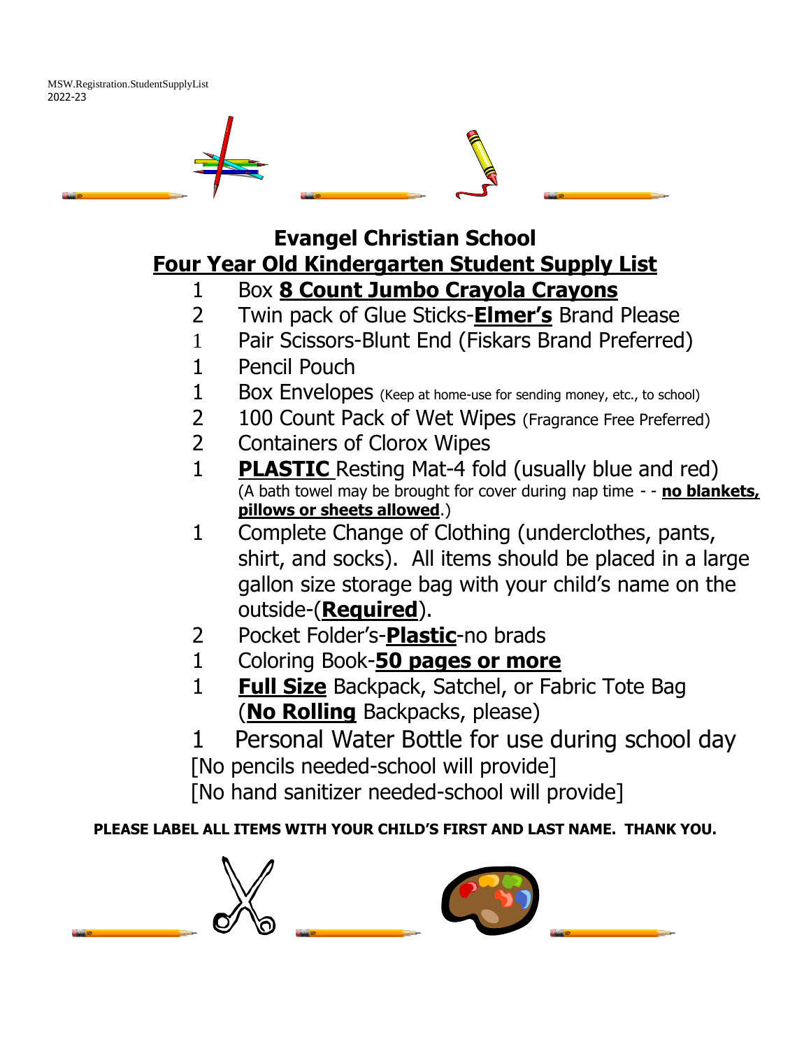MSW.Registration.StudentSupplyList
2022-23

# Evangel Christian School

## Four Year Old Kindergarten Student Supply List

- 1 Box **8 Count Jumbo Crayola Crayons**
- 2 Twin pack of Glue Sticks-**Elmer's** Brand Please
- 1 Pair Scissors-Blunt End (Fiskars Brand Preferred)
- 1 Pencil Pouch
- 1 Box Envelopes (Keep at home-use for sending money, etc., to school)
- 2 100 Count Pack of Wet Wipes (Fragrance Free Preferred)
- 2 Containers of Clorox Wipes
- 1 **PLASTIC** Resting Mat-4 fold (usually blue and red) (A bath towel may be brought for cover during nap time - - **no blankets, pillows or sheets allowed**.)
- 1 Complete Change of Clothing (underclothes, pants, shirt, and socks). All items should be placed in a large gallon size storage bag with your child's name on the outside-(**Required**).
- 2 Pocket Folder's-**Plastic**-no brads
- 1 Coloring Book-**50 pages or more**
- 1 **Full Size** Backpack, Satchel, or Fabric Tote Bag (**No Rolling** Backpacks, please)
- 1 Personal Water Bottle for use during school day

[No pencils needed-school will provide]

[No hand sanitizer needed-school will provide]

**PLEASE LABEL ALL ITEMS WITH YOUR CHILD'S FIRST AND LAST NAME. THANK YOU.**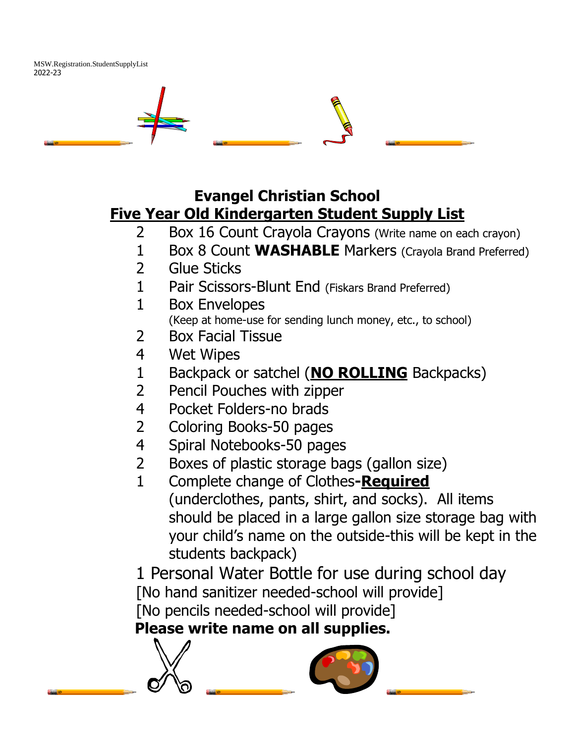MSW.Registration.StudentSupplyList
2022-23

# Evangel Christian School

## Five Year Old Kindergarten Student Supply List

- 2 Box 16 Count Crayola Crayons (Write name on each crayon)
- 1 Box 8 Count **WASHABLE** Markers (Crayola Brand Preferred)
- 2 Glue Sticks
- 1 Pair Scissors-Blunt End (Fiskars Brand Preferred)
- 1 Box Envelopes
  (Keep at home-use for sending lunch money, etc., to school)
- 2 Box Facial Tissue
- 4 Wet Wipes
- 1 Backpack or satchel (**NO ROLLING** Backpacks)
- 2 Pencil Pouches with zipper
- 4 Pocket Folders-no brads
- 2 Coloring Books-50 pages
- 4 Spiral Notebooks-50 pages
- 2 Boxes of plastic storage bags (gallon size)
- 1 Complete change of Clothes**-Required**
  (underclothes, pants, shirt, and socks). All items should be placed in a large gallon size storage bag with your child's name on the outside-this will be kept in the students backpack)

1 Personal Water Bottle for use during school day

[No hand sanitizer needed-school will provide]

[No pencils needed-school will provide]

**Please write name on all supplies.**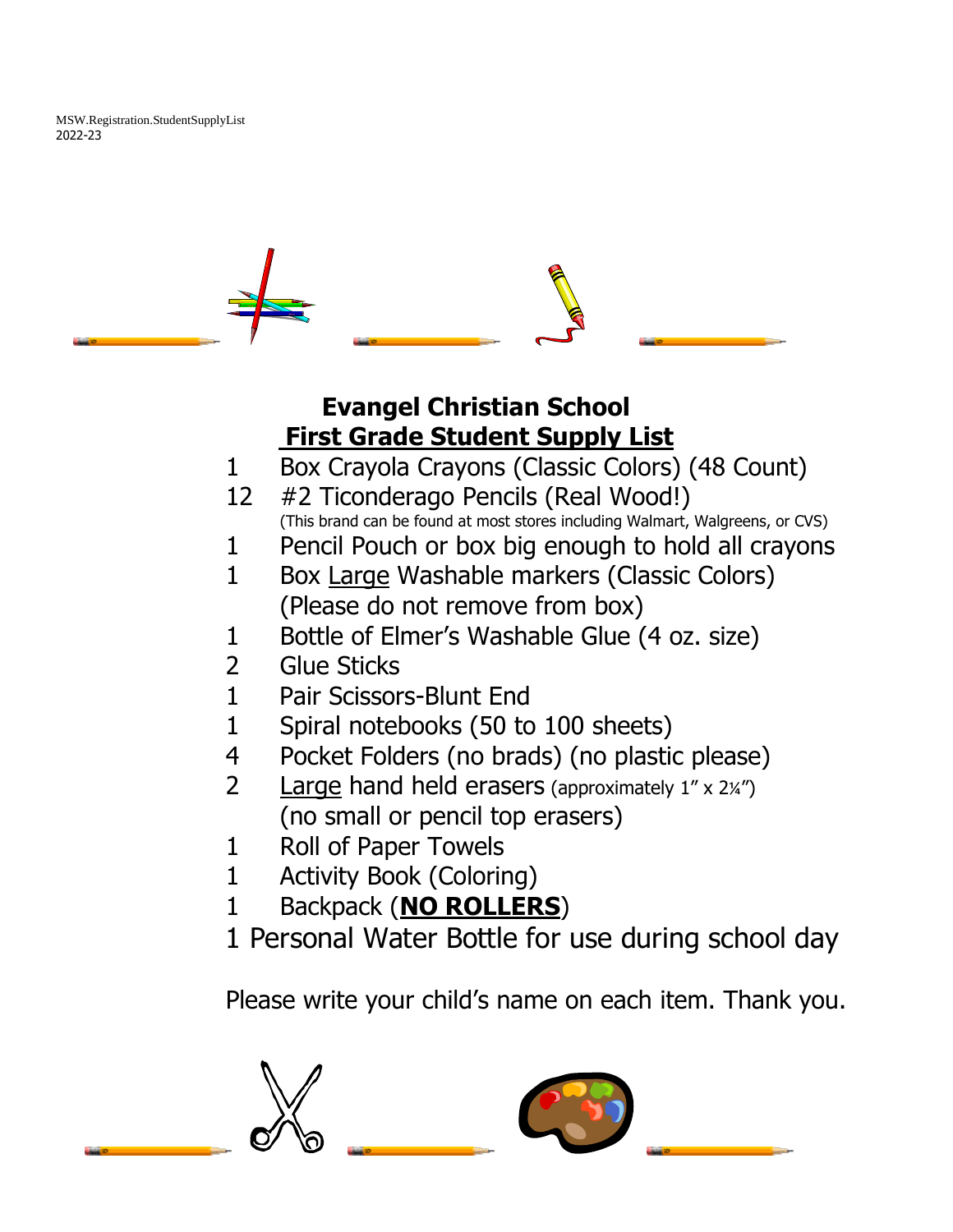MSW.Registration.StudentSupplyList
2022-23

## Evangel Christian School

## First Grade Student Supply List

| Qty | Item |
|---|---|
| 1 | Box Crayola Crayons (Classic Colors) (48 Count) |
| 12 | #2 Ticonderago Pencils (Real Wood!) (This brand can be found at most stores including Walmart, Walgreens, or CVS) |
| 1 | Pencil Pouch or box big enough to hold all crayons |
| 1 | Box Large Washable markers (Classic Colors) (Please do not remove from box) |
| 1 | Bottle of Elmer's Washable Glue (4 oz. size) |
| 2 | Glue Sticks |
| 1 | Pair Scissors-Blunt End |
| 1 | Spiral notebooks (50 to 100 sheets) |
| 4 | Pocket Folders (no brads) (no plastic please) |
| 2 | Large hand held erasers (approximately 1" x 2¼") (no small or pencil top erasers) |
| 1 | Roll of Paper Towels |
| 1 | Activity Book (Coloring) |
| 1 | Backpack (**NO ROLLERS**) |
| 1 | Personal Water Bottle for use during school day |

Please write your child's name on each item. Thank you.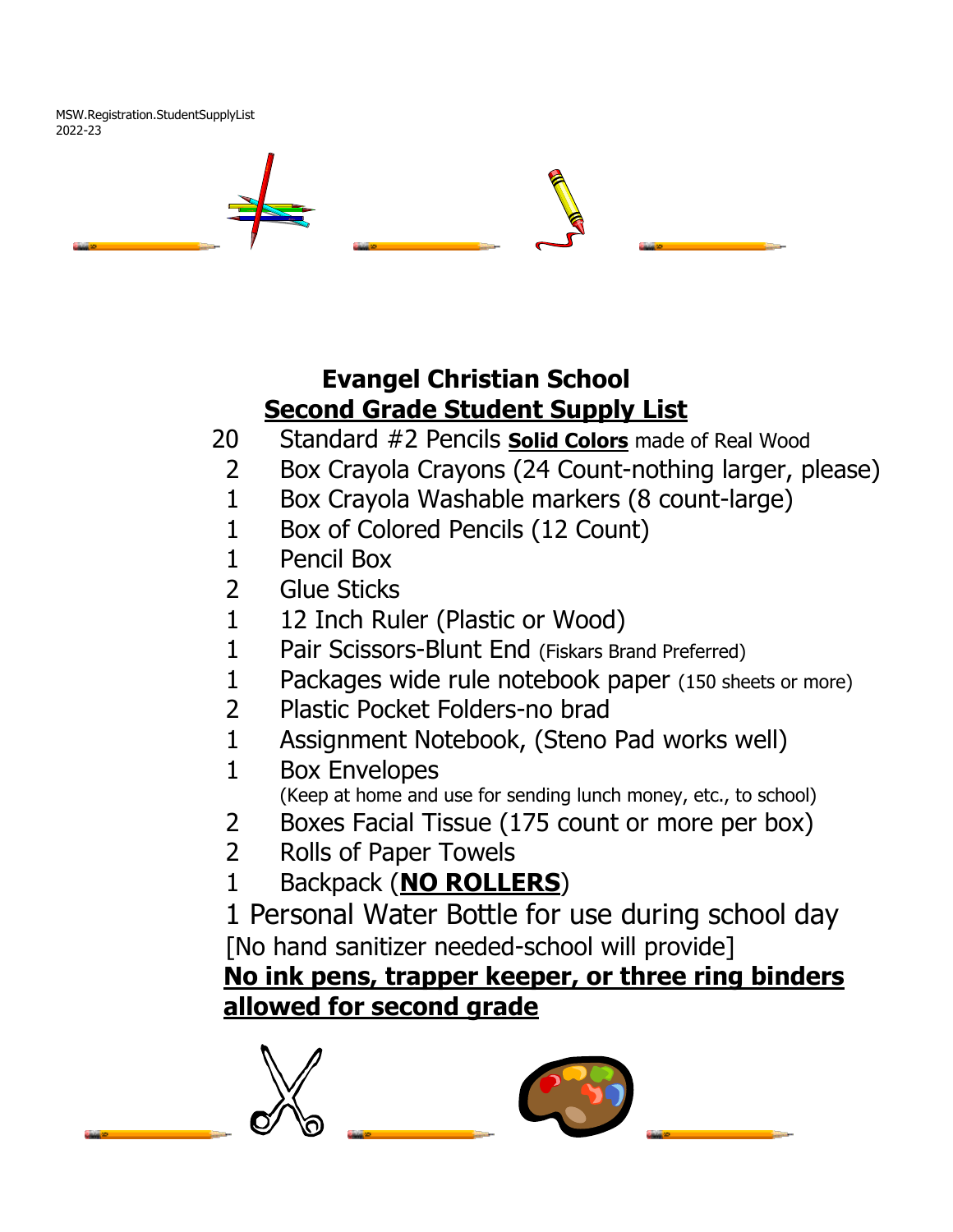MSW.Registration.StudentSupplyList
2022-23

# Evangel Christian School

## Second Grade Student Supply List

- 20 Standard #2 Pencils **Solid Colors** made of Real Wood
- 2 Box Crayola Crayons (24 Count-nothing larger, please)
- 1 Box Crayola Washable markers (8 count-large)
- 1 Box of Colored Pencils (12 Count)
- 1 Pencil Box
- 2 Glue Sticks
- 1 12 Inch Ruler (Plastic or Wood)
- 1 Pair Scissors-Blunt End (Fiskars Brand Preferred)
- 1 Packages wide rule notebook paper (150 sheets or more)
- 2 Plastic Pocket Folders-no brad
- 1 Assignment Notebook, (Steno Pad works well)
- 1 Box Envelopes
  (Keep at home and use for sending lunch money, etc., to school)
- 2 Boxes Facial Tissue (175 count or more per box)
- 2 Rolls of Paper Towels
- 1 Backpack (**NO ROLLERS**)

1 Personal Water Bottle for use during school day

[No hand sanitizer needed-school will provide]

**No ink pens, trapper keeper, or three ring binders allowed for second grade**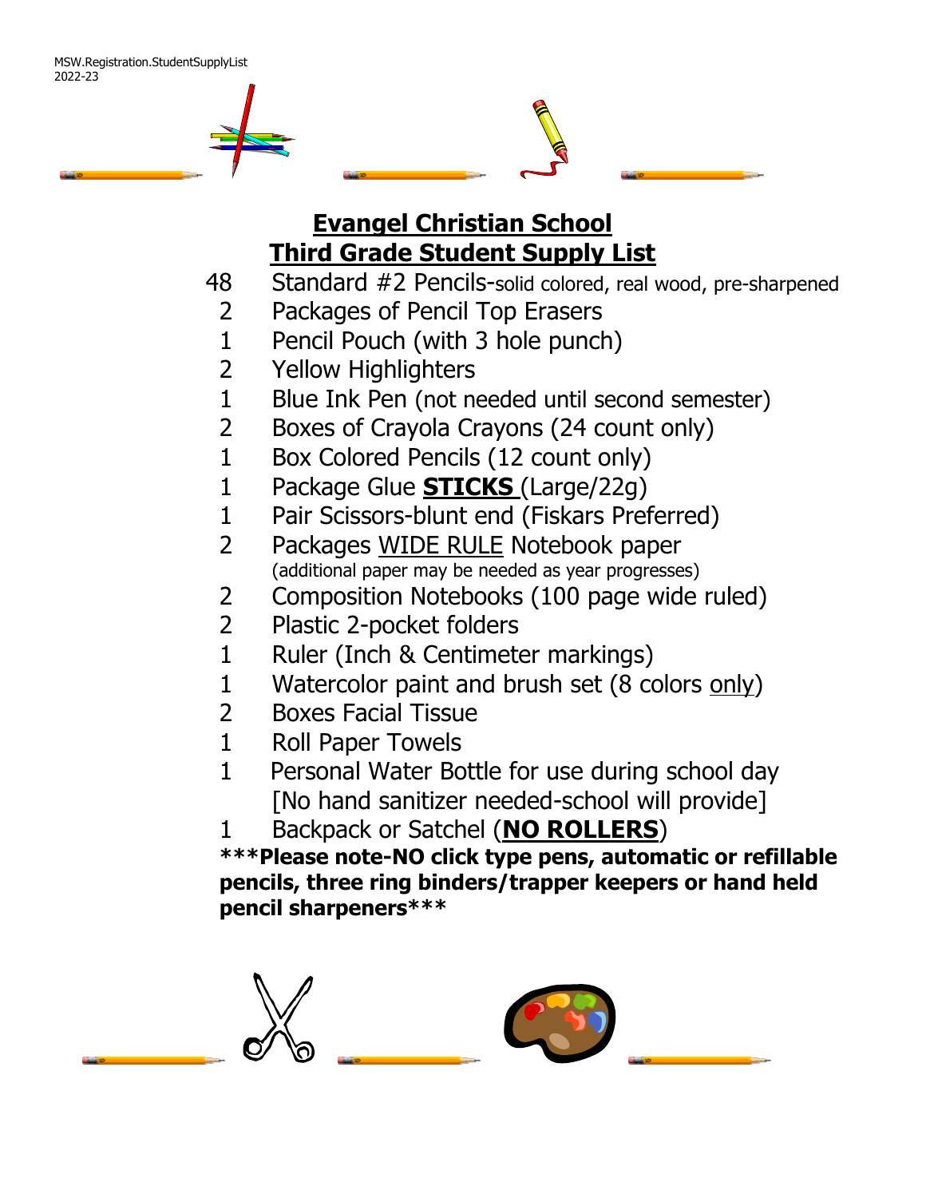MSW.Registration.StudentSupplyList
2022-23

# Evangel Christian School
## Third Grade Student Supply List

| Qty | Item |
| --- | --- |
| 48 | Standard #2 Pencils-solid colored, real wood, pre-sharpened |
| 2 | Packages of Pencil Top Erasers |
| 1 | Pencil Pouch (with 3 hole punch) |
| 2 | Yellow Highlighters |
| 1 | Blue Ink Pen (not needed until second semester) |
| 2 | Boxes of Crayola Crayons (24 count only) |
| 1 | Box Colored Pencils (12 count only) |
| 1 | Package Glue **STICKS** (Large/22g) |
| 1 | Pair Scissors-blunt end (Fiskars Preferred) |
| 2 | Packages WIDE RULE Notebook paper (additional paper may be needed as year progresses) |
| 2 | Composition Notebooks (100 page wide ruled) |
| 2 | Plastic 2-pocket folders |
| 1 | Ruler (Inch & Centimeter markings) |
| 1 | Watercolor paint and brush set (8 colors only) |
| 2 | Boxes Facial Tissue |
| 1 | Roll Paper Towels |
| 1 | Personal Water Bottle for use during school day [No hand sanitizer needed-school will provide] |
| 1 | Backpack or Satchel (**NO ROLLERS**) |

**\*\*\*Please note-NO click type pens, automatic or refillable pencils, three ring binders/trapper keepers or hand held pencil sharpeners\*\*\***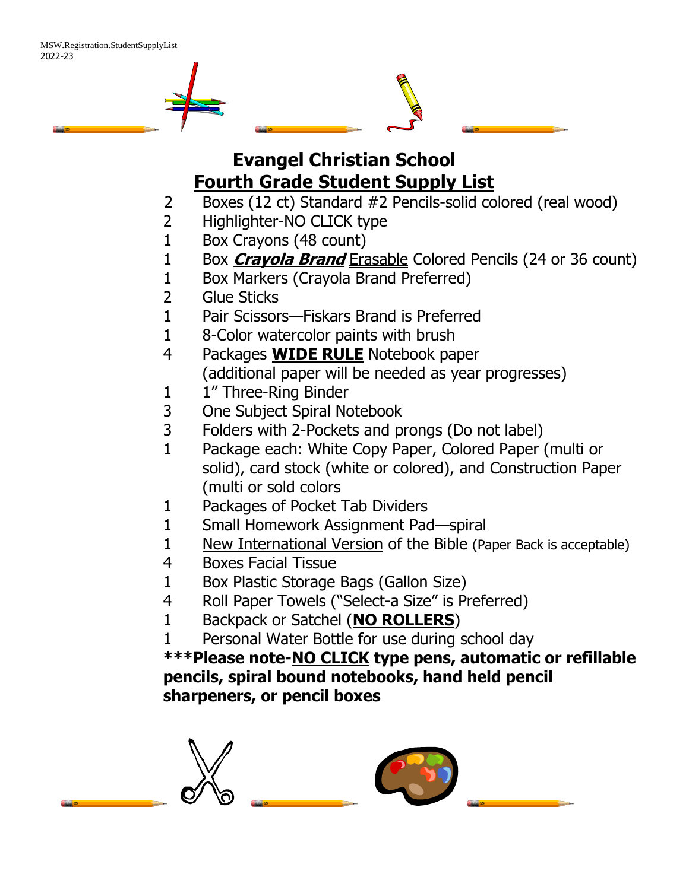MSW.Registration.StudentSupplyList
2022-23

# Evangel Christian School

## Fourth Grade Student Supply List

| Qty | Item |
|---|---|
| 2 | Boxes (12 ct) Standard #2 Pencils-solid colored (real wood) |
| 2 | Highlighter-NO CLICK type |
| 1 | Box Crayons (48 count) |
| 1 | Box ***Crayola Brand*** Erasable Colored Pencils (24 or 36 count) |
| 1 | Box Markers (Crayola Brand Preferred) |
| 2 | Glue Sticks |
| 1 | Pair Scissors—Fiskars Brand is Preferred |
| 1 | 8-Color watercolor paints with brush |
| 4 | Packages **WIDE RULE** Notebook paper (additional paper will be needed as year progresses) |
| 1 | 1" Three-Ring Binder |
| 3 | One Subject Spiral Notebook |
| 3 | Folders with 2-Pockets and prongs (Do not label) |
| 1 | Package each: White Copy Paper, Colored Paper (multi or solid), card stock (white or colored), and Construction Paper (multi or sold colors |
| 1 | Packages of Pocket Tab Dividers |
| 1 | Small Homework Assignment Pad—spiral |
| 1 | New International Version of the Bible (Paper Back is acceptable) |
| 4 | Boxes Facial Tissue |
| 1 | Box Plastic Storage Bags (Gallon Size) |
| 4 | Roll Paper Towels ("Select-a Size" is Preferred) |
| 1 | Backpack or Satchel (**NO ROLLERS**) |
| 1 | Personal Water Bottle for use during school day |

**\*\*\*Please note-NO CLICK type pens, automatic or refillable pencils, spiral bound notebooks, hand held pencil sharpeners, or pencil boxes**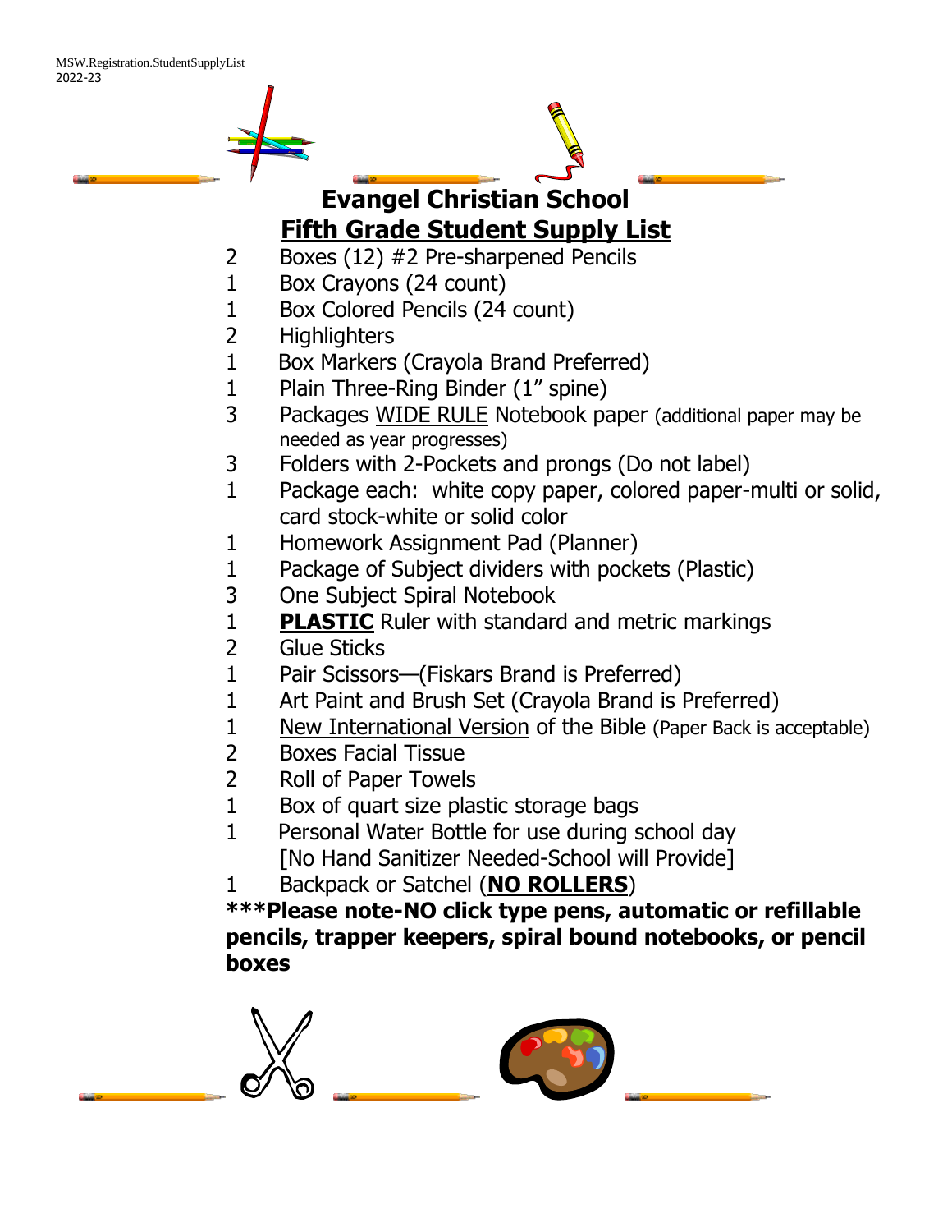MSW.Registration.StudentSupplyList
2022-23

# Evangel Christian School

## Fifth Grade Student Supply List

| | |
|---|---|
| 2 | Boxes (12) #2 Pre-sharpened Pencils |
| 1 | Box Crayons (24 count) |
| 1 | Box Colored Pencils (24 count) |
| 2 | Highlighters |
| 1 | Box Markers (Crayola Brand Preferred) |
| 1 | Plain Three-Ring Binder (1" spine) |
| 3 | Packages WIDE RULE Notebook paper (additional paper may be needed as year progresses) |
| 3 | Folders with 2-Pockets and prongs (Do not label) |
| 1 | Package each: white copy paper, colored paper-multi or solid, card stock-white or solid color |
| 1 | Homework Assignment Pad (Planner) |
| 1 | Package of Subject dividers with pockets (Plastic) |
| 3 | One Subject Spiral Notebook |
| 1 | **PLASTIC** Ruler with standard and metric markings |
| 2 | Glue Sticks |
| 1 | Pair Scissors—(Fiskars Brand is Preferred) |
| 1 | Art Paint and Brush Set (Crayola Brand is Preferred) |
| 1 | New International Version of the Bible (Paper Back is acceptable) |
| 2 | Boxes Facial Tissue |
| 2 | Roll of Paper Towels |
| 1 | Box of quart size plastic storage bags |
| 1 | Personal Water Bottle for use during school day [No Hand Sanitizer Needed-School will Provide] |
| 1 | Backpack or Satchel (**NO ROLLERS**) |

**\*\*\*Please note-NO click type pens, automatic or refillable pencils, trapper keepers, spiral bound notebooks, or pencil boxes**